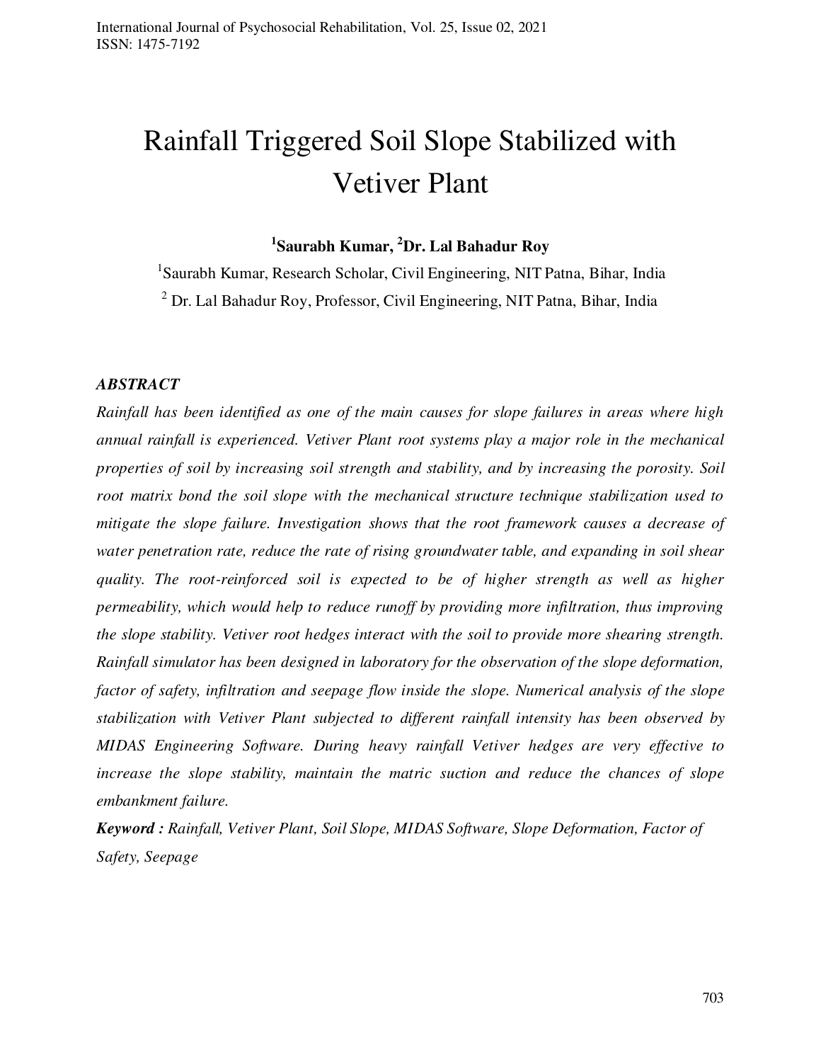# Rainfall Triggered Soil Slope Stabilized with Vetiver Plant

**[1]Saurabh Kumar, [2]Dr. Lal Bahadur Roy**

[1]Saurabh Kumar, Research Scholar, Civil Engineering, NIT Patna, Bihar, India

[2] Dr. Lal Bahadur Roy, Professor, Civil Engineering, NIT Patna, Bihar, India

***ABSTRACT***

*Rainfall has been identified as one of the main causes for slope failures in areas where high annual rainfall is experienced. Vetiver Plant root systems play a major role in the mechanical properties of soil by increasing soil strength and stability, and by increasing the porosity. Soil root matrix bond the soil slope with the mechanical structure technique stabilization used to mitigate the slope failure. Investigation shows that the root framework causes a decrease of water penetration rate, reduce the rate of rising groundwater table, and expanding in soil shear quality. The root-reinforced soil is expected to be of higher strength as well as higher permeability, which would help to reduce runoff by providing more infiltration, thus improving the slope stability. Vetiver root hedges interact with the soil to provide more shearing strength. Rainfall simulator has been designed in laboratory for the observation of the slope deformation, factor of safety, infiltration and seepage flow inside the slope. Numerical analysis of the slope stabilization with Vetiver Plant subjected to different rainfall intensity has been observed by MIDAS Engineering Software. During heavy rainfall Vetiver hedges are very effective to increase the slope stability, maintain the matric suction and reduce the chances of slope embankment failure.*

***Keyword :*** *Rainfall, Vetiver Plant, Soil Slope, MIDAS Software, Slope Deformation, Factor of Safety, Seepage*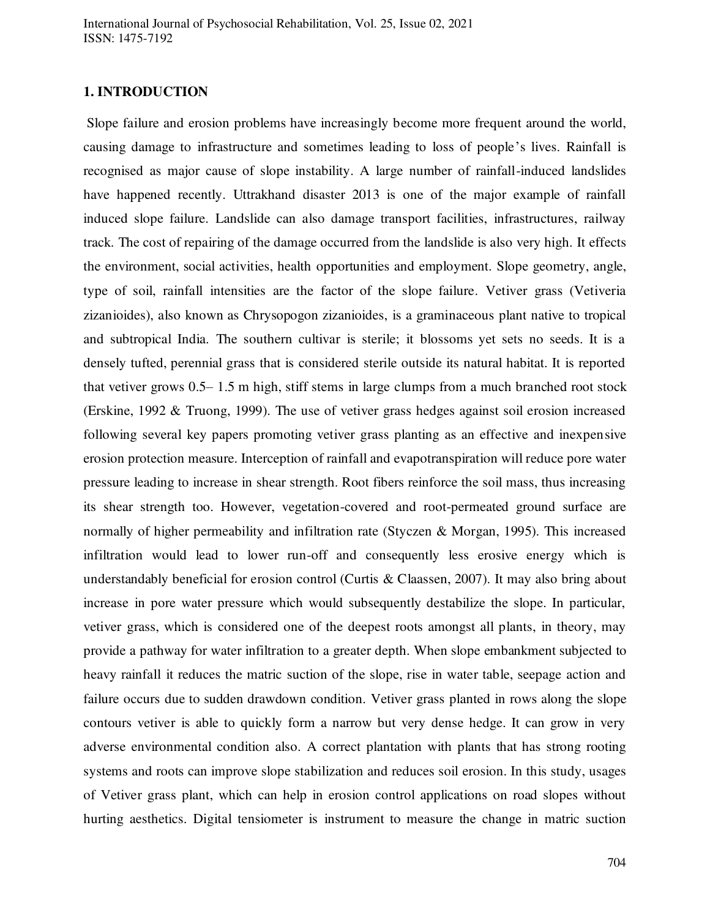## 1. INTRODUCTION

Slope failure and erosion problems have increasingly become more frequent around the world, causing damage to infrastructure and sometimes leading to loss of people's lives. Rainfall is recognised as major cause of slope instability. A large number of rainfall-induced landslides have happened recently. Uttrakhand disaster 2013 is one of the major example of rainfall induced slope failure. Landslide can also damage transport facilities, infrastructures, railway track. The cost of repairing of the damage occurred from the landslide is also very high. It effects the environment, social activities, health opportunities and employment. Slope geometry, angle, type of soil, rainfall intensities are the factor of the slope failure. Vetiver grass (Vetiveria zizanioides), also known as Chrysopogon zizanioides, is a graminaceous plant native to tropical and subtropical India. The southern cultivar is sterile; it blossoms yet sets no seeds. It is a densely tufted, perennial grass that is considered sterile outside its natural habitat. It is reported that vetiver grows 0.5– 1.5 m high, stiff stems in large clumps from a much branched root stock (Erskine, 1992 & Truong, 1999). The use of vetiver grass hedges against soil erosion increased following several key papers promoting vetiver grass planting as an effective and inexpensive erosion protection measure. Interception of rainfall and evapotranspiration will reduce pore water pressure leading to increase in shear strength. Root fibers reinforce the soil mass, thus increasing its shear strength too. However, vegetation-covered and root-permeated ground surface are normally of higher permeability and infiltration rate (Styczen & Morgan, 1995). This increased infiltration would lead to lower run-off and consequently less erosive energy which is understandably beneficial for erosion control (Curtis & Claassen, 2007). It may also bring about increase in pore water pressure which would subsequently destabilize the slope. In particular, vetiver grass, which is considered one of the deepest roots amongst all plants, in theory, may provide a pathway for water infiltration to a greater depth. When slope embankment subjected to heavy rainfall it reduces the matric suction of the slope, rise in water table, seepage action and failure occurs due to sudden drawdown condition. Vetiver grass planted in rows along the slope contours vetiver is able to quickly form a narrow but very dense hedge. It can grow in very adverse environmental condition also. A correct plantation with plants that has strong rooting systems and roots can improve slope stabilization and reduces soil erosion. In this study, usages of Vetiver grass plant, which can help in erosion control applications on road slopes without hurting aesthetics. Digital tensiometer is instrument to measure the change in matric suction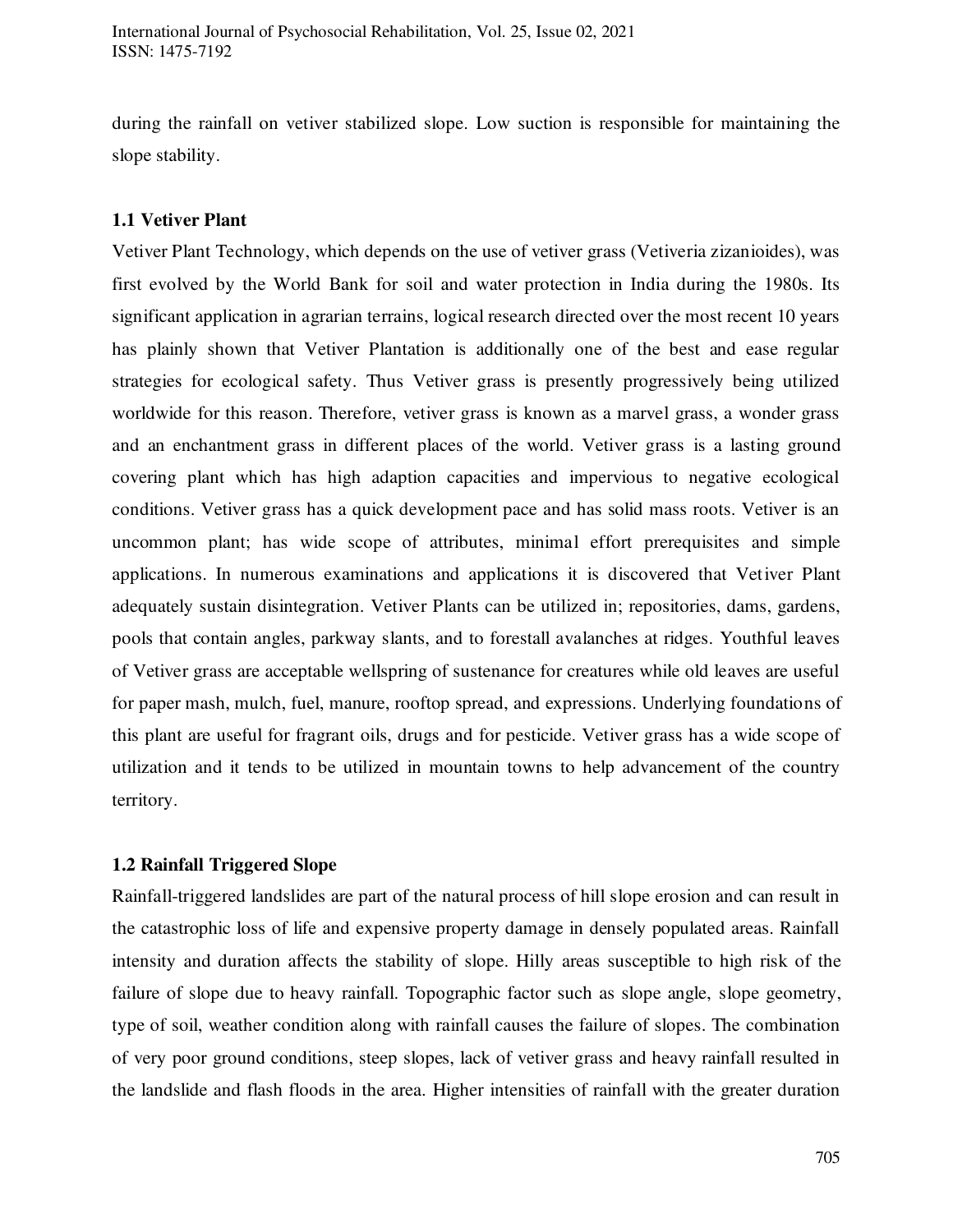during the rainfall on vetiver stabilized slope. Low suction is responsible for maintaining the slope stability.

### 1.1 Vetiver Plant

Vetiver Plant Technology, which depends on the use of vetiver grass (Vetiveria zizanioides), was first evolved by the World Bank for soil and water protection in India during the 1980s. Its significant application in agrarian terrains, logical research directed over the most recent 10 years has plainly shown that Vetiver Plantation is additionally one of the best and ease regular strategies for ecological safety. Thus Vetiver grass is presently progressively being utilized worldwide for this reason. Therefore, vetiver grass is known as a marvel grass, a wonder grass and an enchantment grass in different places of the world. Vetiver grass is a lasting ground covering plant which has high adaption capacities and impervious to negative ecological conditions. Vetiver grass has a quick development pace and has solid mass roots. Vetiver is an uncommon plant; has wide scope of attributes, minimal effort prerequisites and simple applications. In numerous examinations and applications it is discovered that Vetiver Plant adequately sustain disintegration. Vetiver Plants can be utilized in; repositories, dams, gardens, pools that contain angles, parkway slants, and to forestall avalanches at ridges. Youthful leaves of Vetiver grass are acceptable wellspring of sustenance for creatures while old leaves are useful for paper mash, mulch, fuel, manure, rooftop spread, and expressions. Underlying foundations of this plant are useful for fragrant oils, drugs and for pesticide. Vetiver grass has a wide scope of utilization and it tends to be utilized in mountain towns to help advancement of the country territory.

### 1.2 Rainfall Triggered Slope

Rainfall-triggered landslides are part of the natural process of hill slope erosion and can result in the catastrophic loss of life and expensive property damage in densely populated areas. Rainfall intensity and duration affects the stability of slope. Hilly areas susceptible to high risk of the failure of slope due to heavy rainfall. Topographic factor such as slope angle, slope geometry, type of soil, weather condition along with rainfall causes the failure of slopes. The combination of very poor ground conditions, steep slopes, lack of vetiver grass and heavy rainfall resulted in the landslide and flash floods in the area. Higher intensities of rainfall with the greater duration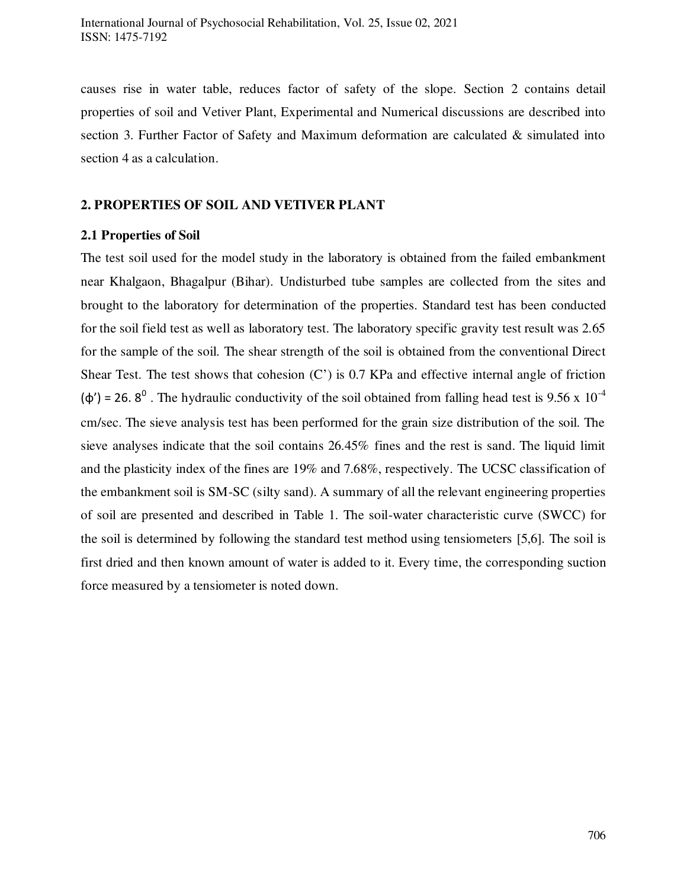causes rise in water table, reduces factor of safety of the slope. Section 2 contains detail properties of soil and Vetiver Plant, Experimental and Numerical discussions are described into section 3. Further Factor of Safety and Maximum deformation are calculated & simulated into section 4 as a calculation.

## 2. PROPERTIES OF SOIL AND VETIVER PLANT

### 2.1 Properties of Soil

The test soil used for the model study in the laboratory is obtained from the failed embankment near Khalgaon, Bhagalpur (Bihar). Undisturbed tube samples are collected from the sites and brought to the laboratory for determination of the properties. Standard test has been conducted for the soil field test as well as laboratory test. The laboratory specific gravity test result was 2.65 for the sample of the soil. The shear strength of the soil is obtained from the conventional Direct Shear Test. The test shows that cohesion (C') is 0.7 KPa and effective internal angle of friction ($\phi'$) = $26.8^0$ . The hydraulic conductivity of the soil obtained from falling head test is 9.56 x $10^{-4}$ cm/sec. The sieve analysis test has been performed for the grain size distribution of the soil. The sieve analyses indicate that the soil contains 26.45% fines and the rest is sand. The liquid limit and the plasticity index of the fines are 19% and 7.68%, respectively. The UCSC classification of the embankment soil is SM-SC (silty sand). A summary of all the relevant engineering properties of soil are presented and described in Table 1. The soil-water characteristic curve (SWCC) for the soil is determined by following the standard test method using tensiometers [5,6]. The soil is first dried and then known amount of water is added to it. Every time, the corresponding suction force measured by a tensiometer is noted down.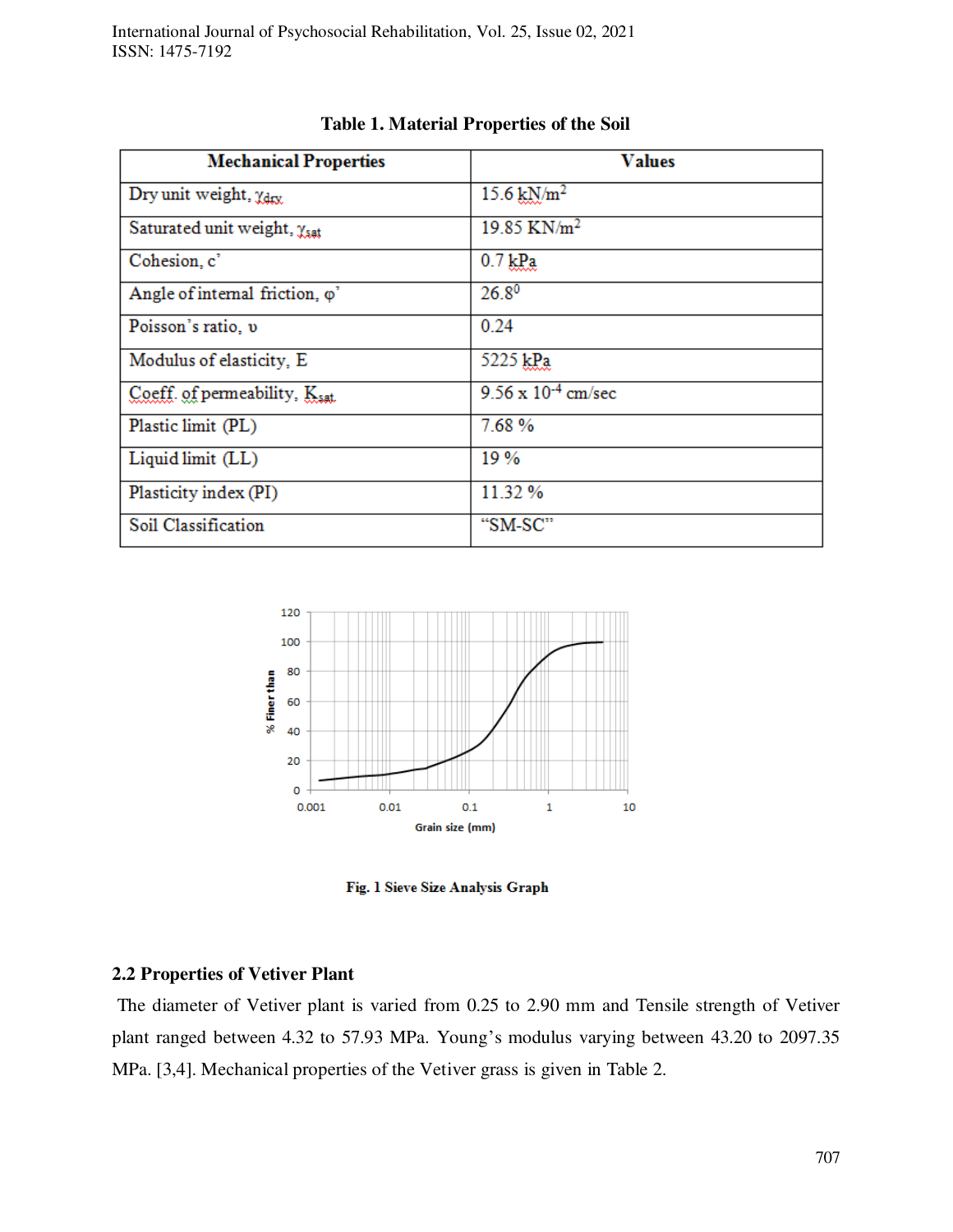**Table 1. Material Properties of the Soil**

| Mechanical Properties | Values |
|---|---|
| Dry unit weight, $\gamma_{dry}$ | 15.6 kN/m$^2$ |
| Saturated unit weight, $\gamma_{sat}$ | 19.85 KN/m$^2$ |
| Cohesion, c' | 0.7 kPa |
| Angle of internal friction, φ' | 26.8$^0$ |
| Poisson's ratio, υ | 0.24 |
| Modulus of elasticity, E | 5225 kPa |
| Coeff. of permeability, $K_{sat}$ | 9.56 x 10$^{-4}$ cm/sec |
| Plastic limit (PL) | 7.68 % |
| Liquid limit (LL) | 19 % |
| Plasticity index (PI) | 11.32 % |
| Soil Classification | "SM-SC" |

**Fig. 1 Sieve Size Analysis Graph**

## 2.2 Properties of Vetiver Plant

The diameter of Vetiver plant is varied from 0.25 to 2.90 mm and Tensile strength of Vetiver plant ranged between 4.32 to 57.93 MPa. Young's modulus varying between 43.20 to 2097.35 MPa. [3,4]. Mechanical properties of the Vetiver grass is given in Table 2.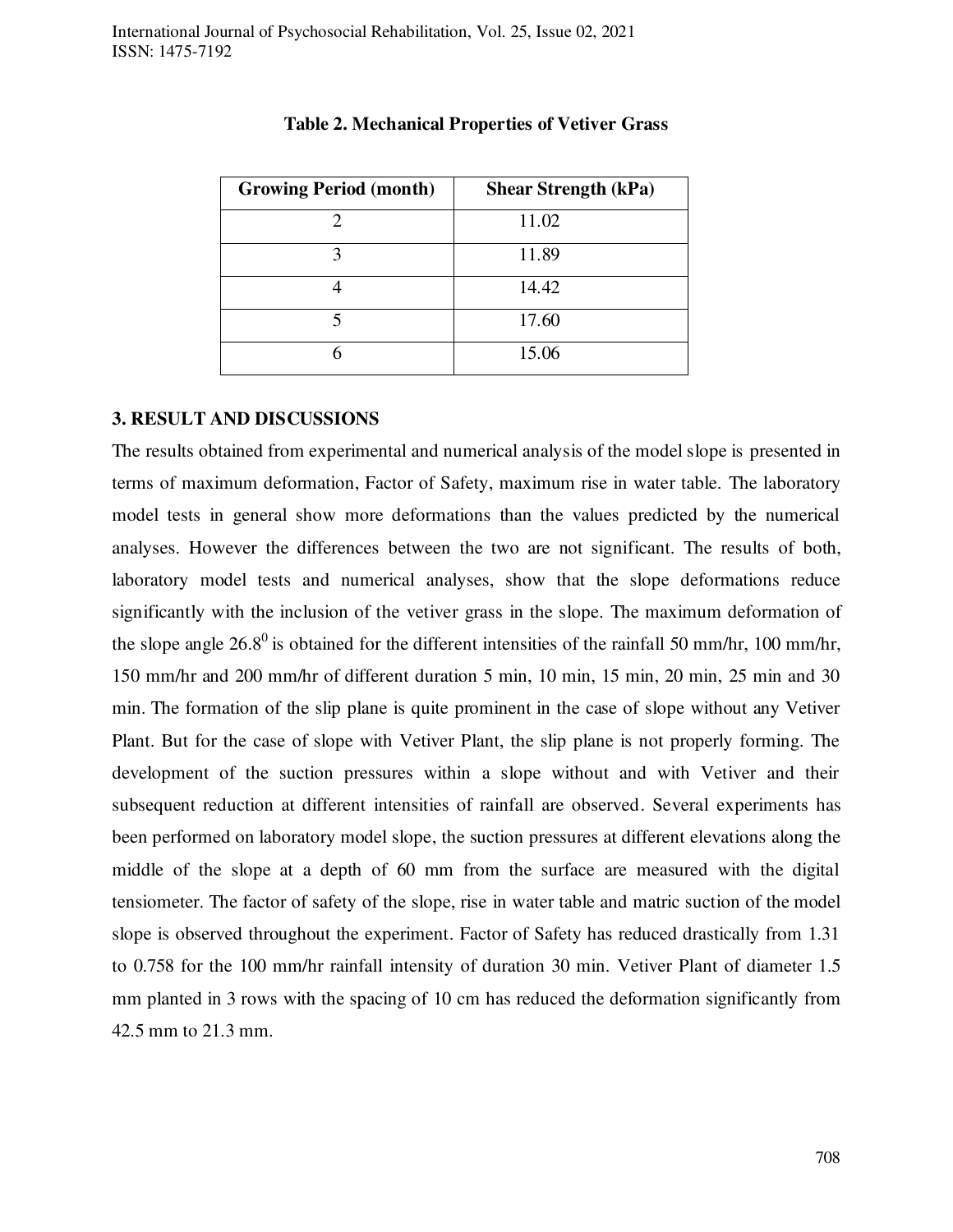**Table 2. Mechanical Properties of Vetiver Grass**

| Growing Period (month) | Shear Strength (kPa) |
|---|---|
| 2 | 11.02 |
| 3 | 11.89 |
| 4 | 14.42 |
| 5 | 17.60 |
| 6 | 15.06 |

## 3. RESULT AND DISCUSSIONS

The results obtained from experimental and numerical analysis of the model slope is presented in terms of maximum deformation, Factor of Safety, maximum rise in water table. The laboratory model tests in general show more deformations than the values predicted by the numerical analyses. However the differences between the two are not significant. The results of both, laboratory model tests and numerical analyses, show that the slope deformations reduce significantly with the inclusion of the vetiver grass in the slope. The maximum deformation of the slope angle $26.8^0$ is obtained for the different intensities of the rainfall 50 mm/hr, 100 mm/hr, 150 mm/hr and 200 mm/hr of different duration 5 min, 10 min, 15 min, 20 min, 25 min and 30 min. The formation of the slip plane is quite prominent in the case of slope without any Vetiver Plant. But for the case of slope with Vetiver Plant, the slip plane is not properly forming. The development of the suction pressures within a slope without and with Vetiver and their subsequent reduction at different intensities of rainfall are observed. Several experiments has been performed on laboratory model slope, the suction pressures at different elevations along the middle of the slope at a depth of 60 mm from the surface are measured with the digital tensiometer. The factor of safety of the slope, rise in water table and matric suction of the model slope is observed throughout the experiment. Factor of Safety has reduced drastically from 1.31 to 0.758 for the 100 mm/hr rainfall intensity of duration 30 min. Vetiver Plant of diameter 1.5 mm planted in 3 rows with the spacing of 10 cm has reduced the deformation significantly from 42.5 mm to 21.3 mm.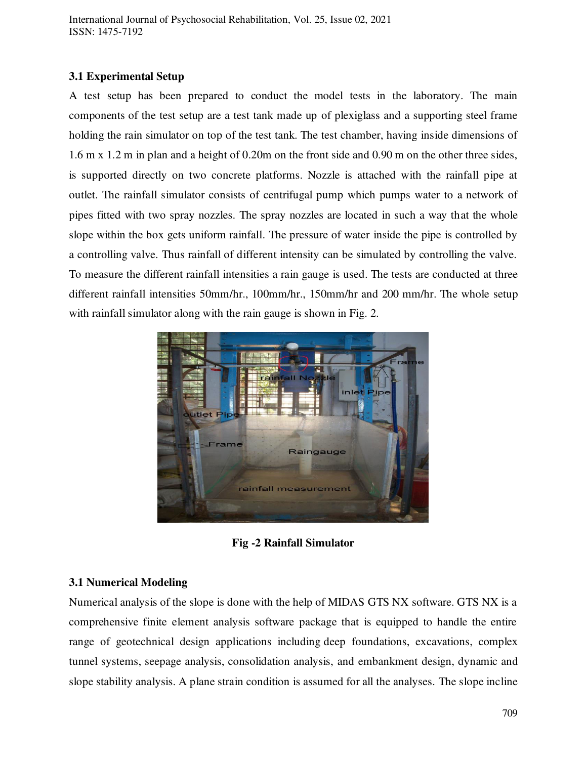### 3.1 Experimental Setup

A test setup has been prepared to conduct the model tests in the laboratory. The main components of the test setup are a test tank made up of plexiglass and a supporting steel frame holding the rain simulator on top of the test tank. The test chamber, having inside dimensions of 1.6 m x 1.2 m in plan and a height of 0.20m on the front side and 0.90 m on the other three sides, is supported directly on two concrete platforms. Nozzle is attached with the rainfall pipe at outlet. The rainfall simulator consists of centrifugal pump which pumps water to a network of pipes fitted with two spray nozzles. The spray nozzles are located in such a way that the whole slope within the box gets uniform rainfall. The pressure of water inside the pipe is controlled by a controlling valve. Thus rainfall of different intensity can be simulated by controlling the valve. To measure the different rainfall intensities a rain gauge is used. The tests are conducted at three different rainfall intensities 50mm/hr., 100mm/hr., 150mm/hr and 200 mm/hr. The whole setup with rainfall simulator along with the rain gauge is shown in Fig. 2.

**Fig -2 Rainfall Simulator**

### 3.1 Numerical Modeling

Numerical analysis of the slope is done with the help of MIDAS GTS NX software. GTS NX is a comprehensive finite element analysis software package that is equipped to handle the entire range of geotechnical design applications including deep foundations, excavations, complex tunnel systems, seepage analysis, consolidation analysis, and embankment design, dynamic and slope stability analysis. A plane strain condition is assumed for all the analyses. The slope incline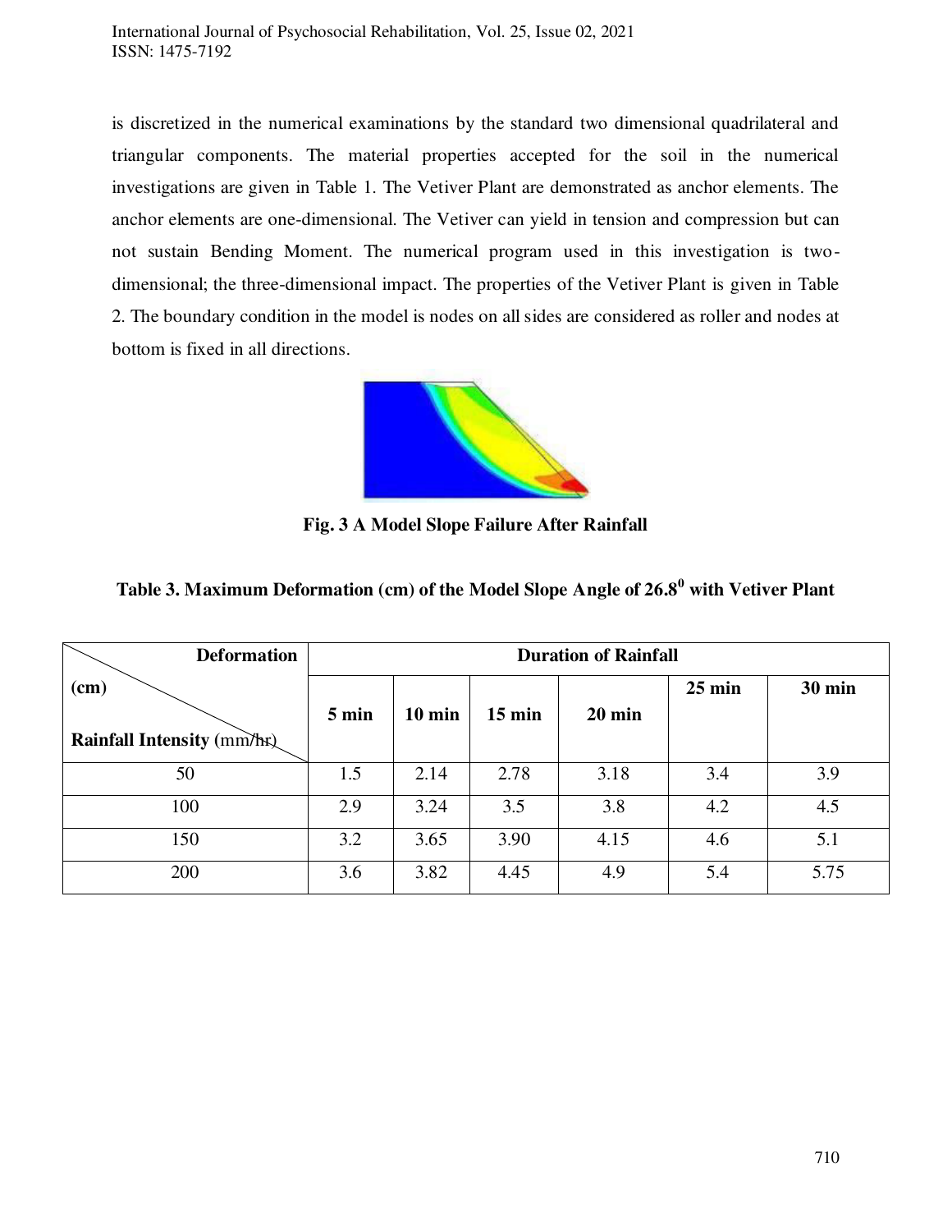is discretized in the numerical examinations by the standard two dimensional quadrilateral and triangular components. The material properties accepted for the soil in the numerical investigations are given in Table 1. The Vetiver Plant are demonstrated as anchor elements. The anchor elements are one-dimensional. The Vetiver can yield in tension and compression but can not sustain Bending Moment. The numerical program used in this investigation is two-dimensional; the three-dimensional impact. The properties of the Vetiver Plant is given in Table 2. The boundary condition in the model is nodes on all sides are considered as roller and nodes at bottom is fixed in all directions.

**Fig. 3 A Model Slope Failure After Rainfall**

**Table 3. Maximum Deformation (cm) of the Model Slope Angle of 26.8$^0$ with Vetiver Plant**

| Deformation (cm) / Rainfall Intensity (mm/hr) | Duration of Rainfall | | | | | |
|---|---|---|---|---|---|---|
| | 5 min | 10 min | 15 min | 20 min | 25 min | 30 min |
| 50 | 1.5 | 2.14 | 2.78 | 3.18 | 3.4 | 3.9 |
| 100 | 2.9 | 3.24 | 3.5 | 3.8 | 4.2 | 4.5 |
| 150 | 3.2 | 3.65 | 3.90 | 4.15 | 4.6 | 5.1 |
| 200 | 3.6 | 3.82 | 4.45 | 4.9 | 5.4 | 5.75 |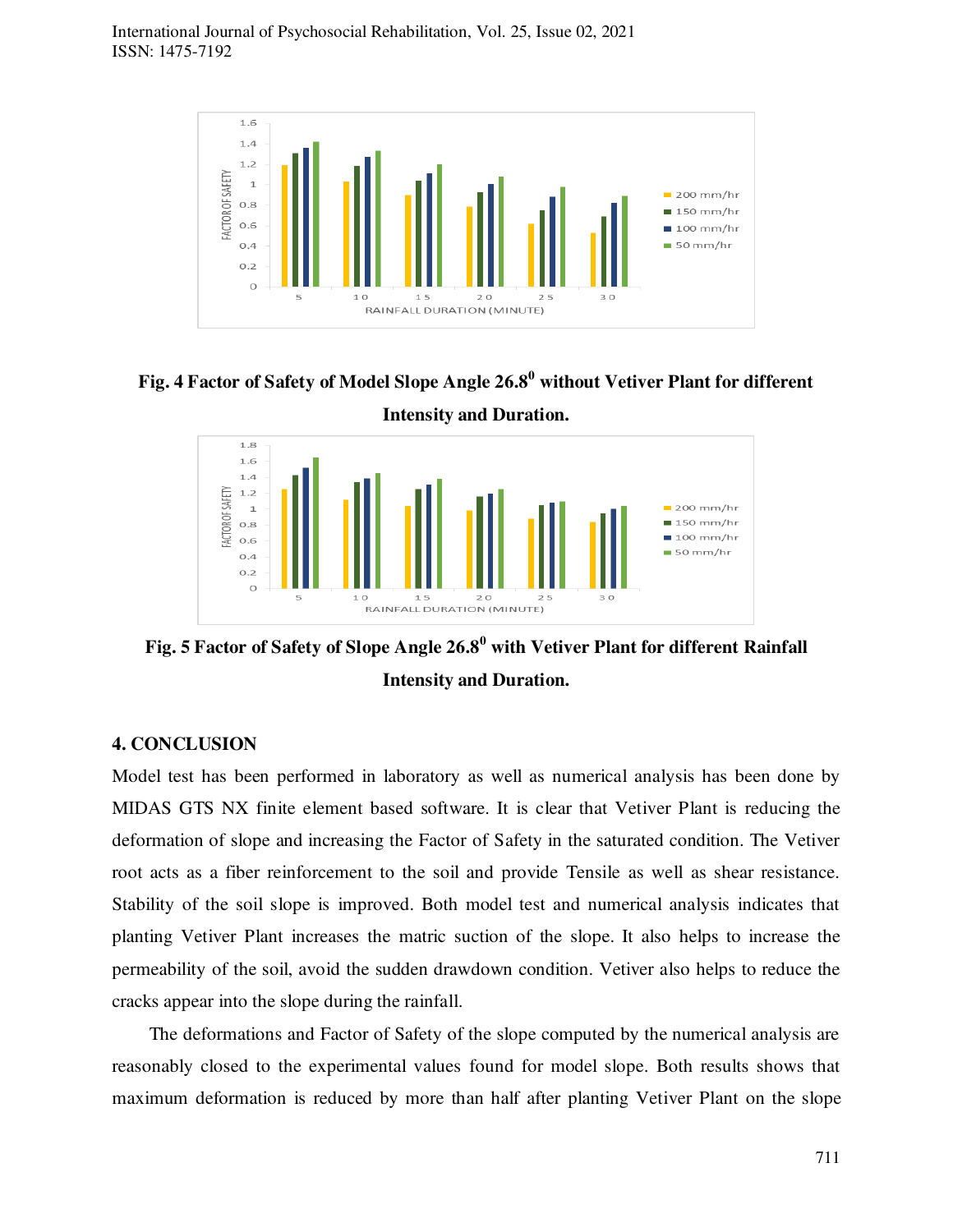**Fig. 4 Factor of Safety of Model Slope Angle 26.8$^0$ without Vetiver Plant for different Intensity and Duration.**

**Fig. 5 Factor of Safety of Slope Angle 26.8$^0$ with Vetiver Plant for different Rainfall Intensity and Duration.**

## 4. CONCLUSION

Model test has been performed in laboratory as well as numerical analysis has been done by MIDAS GTS NX finite element based software. It is clear that Vetiver Plant is reducing the deformation of slope and increasing the Factor of Safety in the saturated condition. The Vetiver root acts as a fiber reinforcement to the soil and provide Tensile as well as shear resistance. Stability of the soil slope is improved. Both model test and numerical analysis indicates that planting Vetiver Plant increases the matric suction of the slope. It also helps to increase the permeability of the soil, avoid the sudden drawdown condition. Vetiver also helps to reduce the cracks appear into the slope during the rainfall.

The deformations and Factor of Safety of the slope computed by the numerical analysis are reasonably closed to the experimental values found for model slope. Both results shows that maximum deformation is reduced by more than half after planting Vetiver Plant on the slope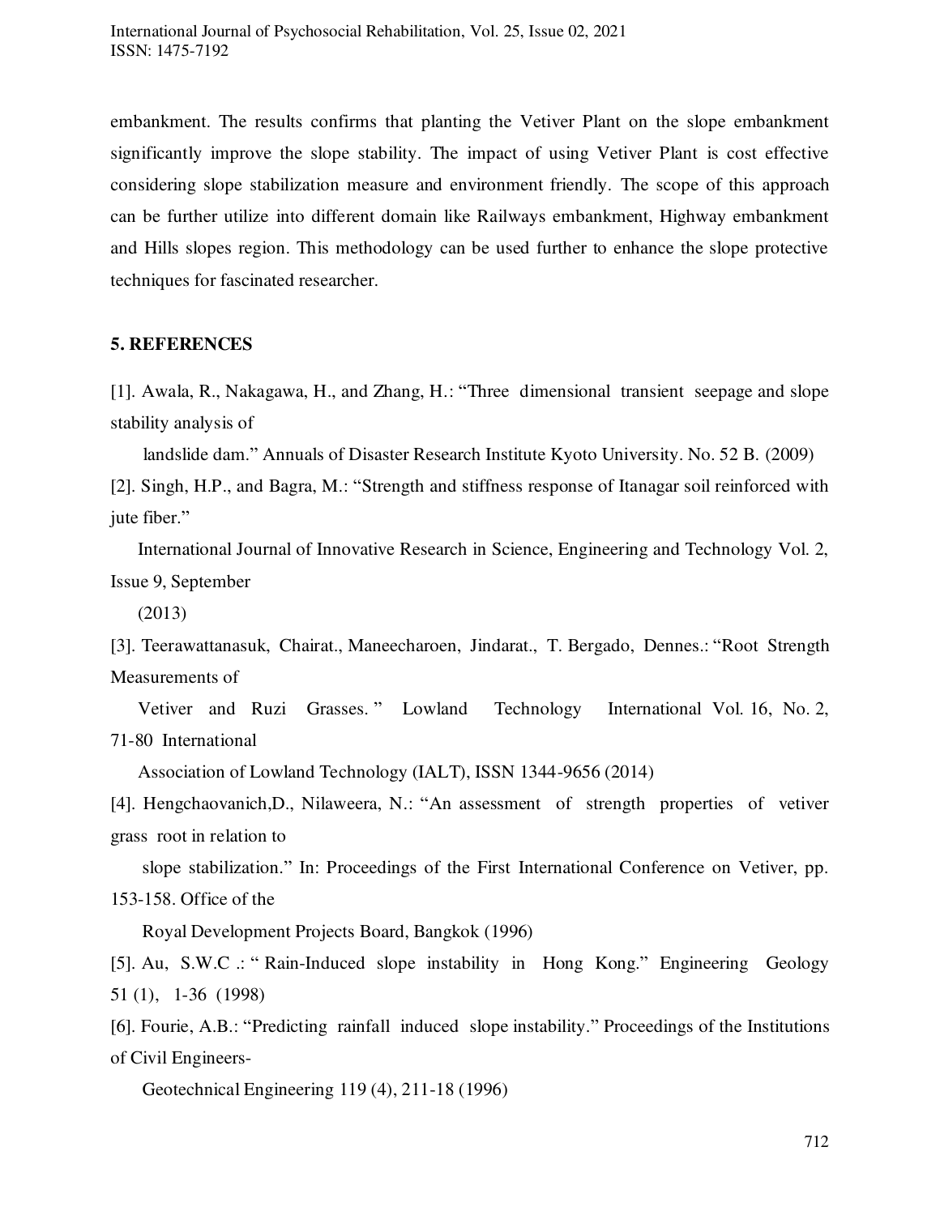embankment. The results confirms that planting the Vetiver Plant on the slope embankment significantly improve the slope stability. The impact of using Vetiver Plant is cost effective considering slope stabilization measure and environment friendly. The scope of this approach can be further utilize into different domain like Railways embankment, Highway embankment and Hills slopes region. This methodology can be used further to enhance the slope protective techniques for fascinated researcher.

## 5. REFERENCES

[1]. Awala, R., Nakagawa, H., and Zhang, H.: "Three dimensional transient seepage and slope stability analysis of landslide dam." Annuals of Disaster Research Institute Kyoto University. No. 52 B. (2009)

[2]. Singh, H.P., and Bagra, M.: "Strength and stiffness response of Itanagar soil reinforced with jute fiber." International Journal of Innovative Research in Science, Engineering and Technology Vol. 2, Issue 9, September (2013)

[3]. Teerawattanasuk, Chairat., Maneecharoen, Jindarat., T. Bergado, Dennes.: "Root Strength Measurements of Vetiver and Ruzi Grasses." Lowland Technology International Vol. 16, No. 2, 71-80 International Association of Lowland Technology (IALT), ISSN 1344-9656 (2014)

[4]. Hengchaovanich,D., Nilaweera, N.: "An assessment of strength properties of vetiver grass root in relation to slope stabilization." In: Proceedings of the First International Conference on Vetiver, pp. 153-158. Office of the Royal Development Projects Board, Bangkok (1996)

[5]. Au, S.W.C .: " Rain-Induced slope instability in Hong Kong." Engineering Geology 51 (1), 1-36 (1998)

[6]. Fourie, A.B.: "Predicting rainfall induced slope instability." Proceedings of the Institutions of Civil Engineers- Geotechnical Engineering 119 (4), 211-18 (1996)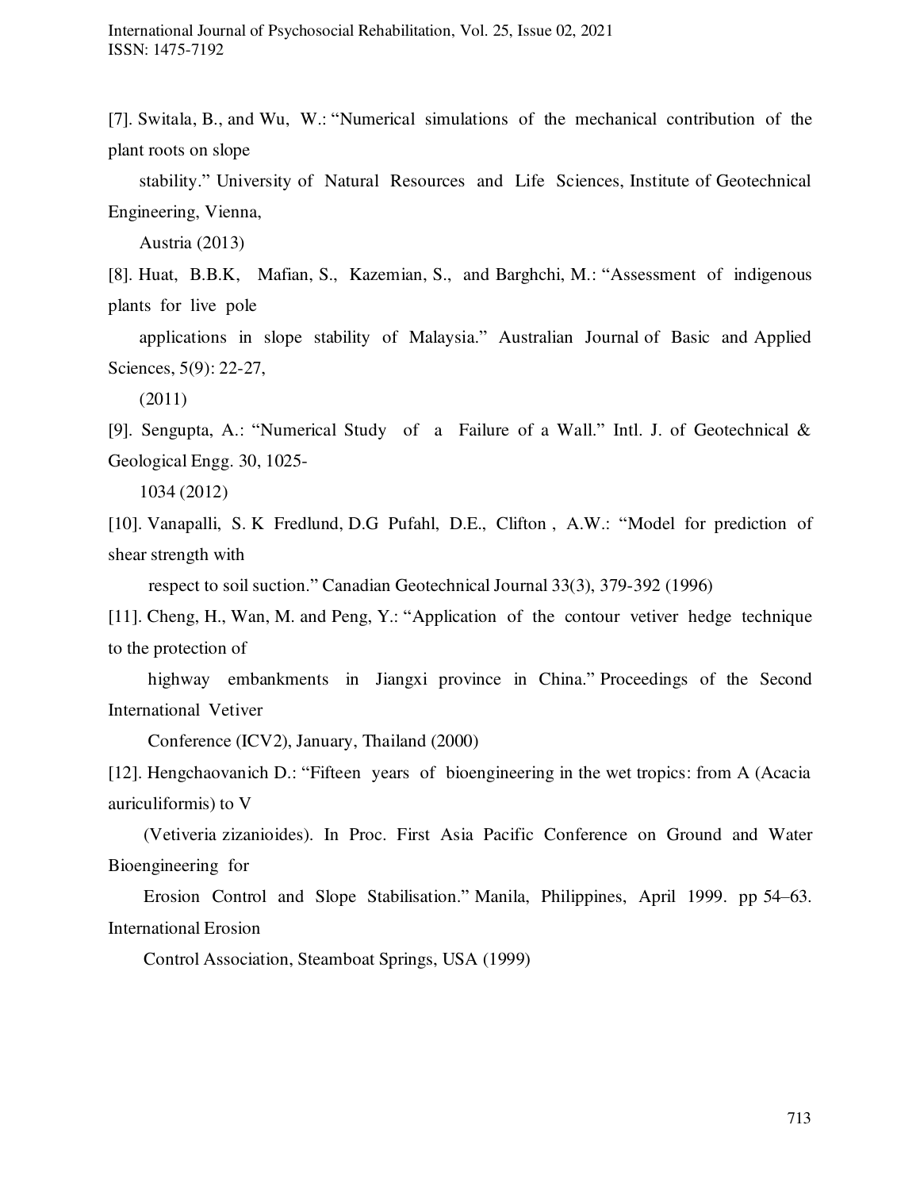[7]. Switala, B., and Wu, W.: "Numerical simulations of the mechanical contribution of the plant roots on slope stability." University of Natural Resources and Life Sciences, Institute of Geotechnical Engineering, Vienna, Austria (2013)

[8]. Huat, B.B.K, Mafian, S., Kazemian, S., and Barghchi, M.: "Assessment of indigenous plants for live pole applications in slope stability of Malaysia." Australian Journal of Basic and Applied Sciences, 5(9): 22-27, (2011)

[9]. Sengupta, A.: "Numerical Study of a Failure of a Wall." Intl. J. of Geotechnical & Geological Engg. 30, 1025-1034 (2012)

[10]. Vanapalli, S. K Fredlund, D.G Pufahl, D.E., Clifton , A.W.: "Model for prediction of shear strength with respect to soil suction." Canadian Geotechnical Journal 33(3), 379-392 (1996)

[11]. Cheng, H., Wan, M. and Peng, Y.: "Application of the contour vetiver hedge technique to the protection of highway embankments in Jiangxi province in China." Proceedings of the Second International Vetiver Conference (ICV2), January, Thailand (2000)

[12]. Hengchaovanich D.: "Fifteen years of bioengineering in the wet tropics: from A (Acacia auriculiformis) to V (Vetiveria zizanioides). In Proc. First Asia Pacific Conference on Ground and Water Bioengineering for Erosion Control and Slope Stabilisation." Manila, Philippines, April 1999. pp 54–63. International Erosion Control Association, Steamboat Springs, USA (1999)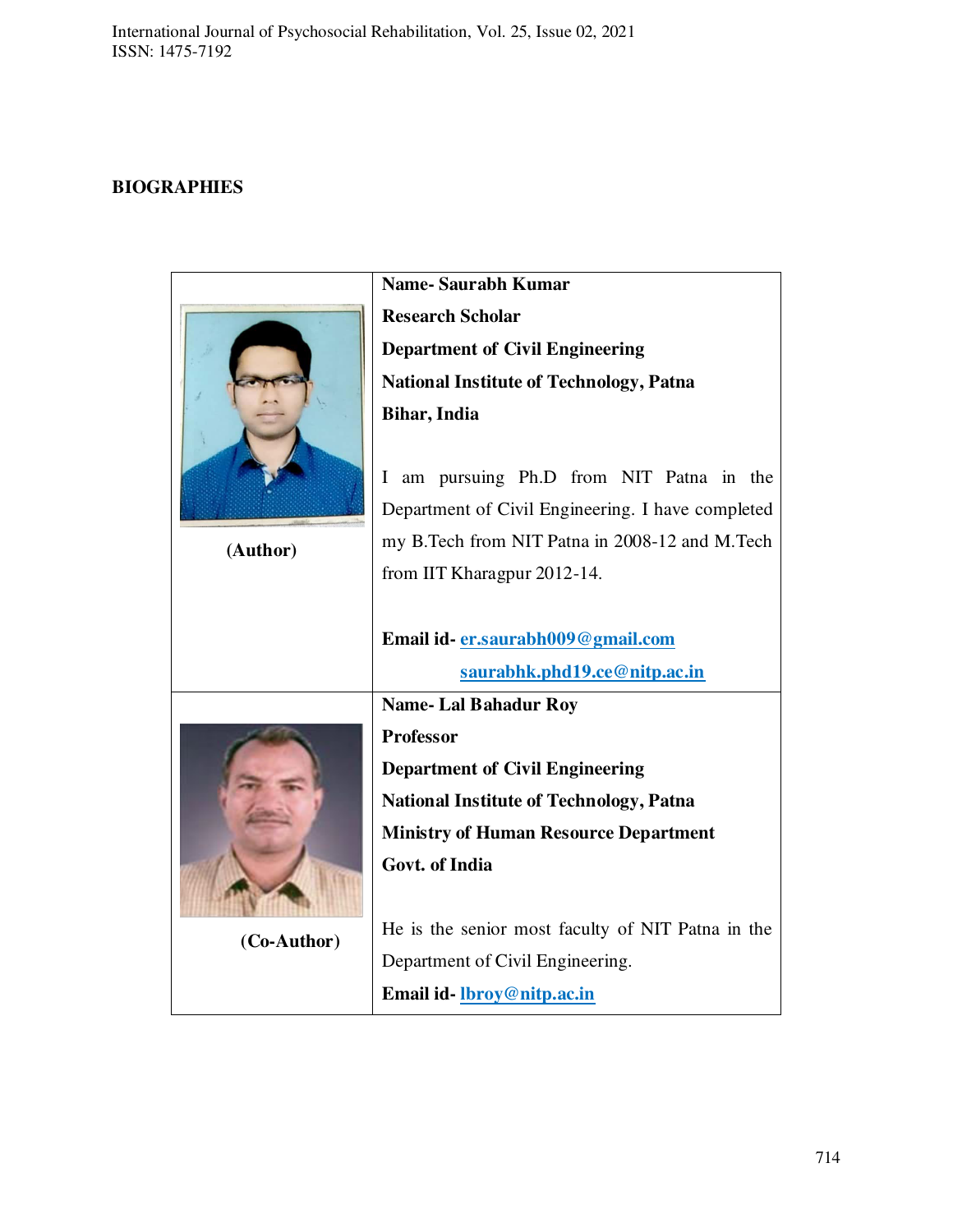## BIOGRAPHIES

| | |
|---|---|
| (Author) | **Name- Saurabh Kumar**<br>**Research Scholar**<br>**Department of Civil Engineering**<br>**National Institute of Technology, Patna**<br>**Bihar, India**<br><br>I am pursuing Ph.D from NIT Patna in the Department of Civil Engineering. I have completed my B.Tech from NIT Patna in 2008-12 and M.Tech from IIT Kharagpur 2012-14.<br><br>**Email id-** **er.saurabh009@gmail.com**<br>**saurabhk.phd19.ce@nitp.ac.in** |
| (Co-Author) | **Name- Lal Bahadur Roy**<br>**Professor**<br>**Department of Civil Engineering**<br>**National Institute of Technology, Patna**<br>**Ministry of Human Resource Department**<br>**Govt. of India**<br><br>He is the senior most faculty of NIT Patna in the Department of Civil Engineering.<br>**Email id-** **lbroy@nitp.ac.in** |